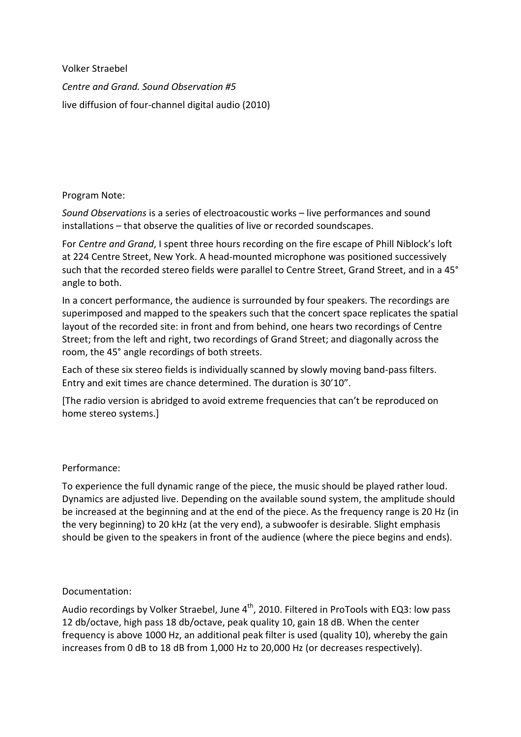Volker Straebel

*Centre and Grand. Sound Observation #5*

live diffusion of four-channel digital audio (2010)

Program Note:

*Sound Observations* is a series of electroacoustic works – live performances and sound installations – that observe the qualities of live or recorded soundscapes.

For *Centre and Grand*, I spent three hours recording on the fire escape of Phill Niblock's loft at 224 Centre Street, New York. A head-mounted microphone was positioned successively such that the recorded stereo fields were parallel to Centre Street, Grand Street, and in a 45° angle to both.

In a concert performance, the audience is surrounded by four speakers. The recordings are superimposed and mapped to the speakers such that the concert space replicates the spatial layout of the recorded site: in front and from behind, one hears two recordings of Centre Street; from the left and right, two recordings of Grand Street; and diagonally across the room, the 45° angle recordings of both streets.

Each of these six stereo fields is individually scanned by slowly moving band-pass filters. Entry and exit times are chance determined. The duration is 30'10".

[The radio version is abridged to avoid extreme frequencies that can't be reproduced on home stereo systems.]

Performance:

To experience the full dynamic range of the piece, the music should be played rather loud. Dynamics are adjusted live. Depending on the available sound system, the amplitude should be increased at the beginning and at the end of the piece. As the frequency range is 20 Hz (in the very beginning) to 20 kHz (at the very end), a subwoofer is desirable. Slight emphasis should be given to the speakers in front of the audience (where the piece begins and ends).

Documentation:

Audio recordings by Volker Straebel, June 4th, 2010. Filtered in ProTools with EQ3: low pass 12 db/octave, high pass 18 db/octave, peak quality 10, gain 18 dB. When the center frequency is above 1000 Hz, an additional peak filter is used (quality 10), whereby the gain increases from 0 dB to 18 dB from 1,000 Hz to 20,000 Hz (or decreases respectively).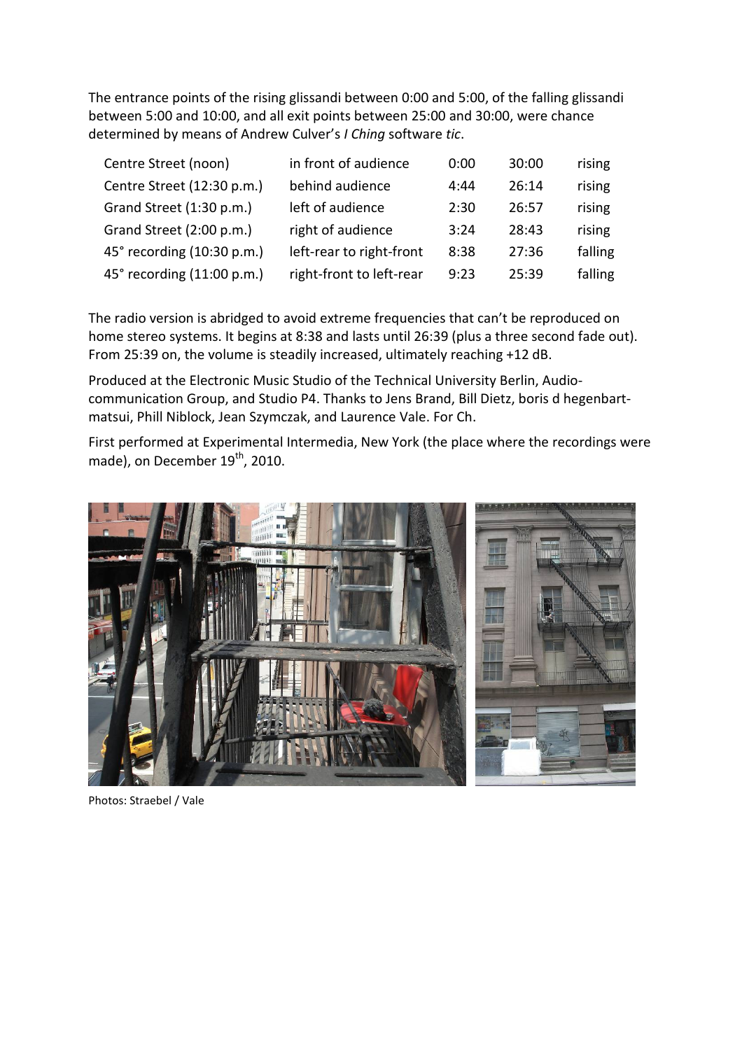The entrance points of the rising glissandi between 0:00 and 5:00, of the falling glissandi between 5:00 and 10:00, and all exit points between 25:00 and 30:00, were chance determined by means of Andrew Culver's *I Ching* software *tic*.

| | | | | |
|---|---|---|---|---|
| Centre Street (noon) | in front of audience | 0:00 | 30:00 | rising |
| Centre Street (12:30 p.m.) | behind audience | 4:44 | 26:14 | rising |
| Grand Street (1:30 p.m.) | left of audience | 2:30 | 26:57 | rising |
| Grand Street (2:00 p.m.) | right of audience | 3:24 | 28:43 | rising |
| 45° recording (10:30 p.m.) | left-rear to right-front | 8:38 | 27:36 | falling |
| 45° recording (11:00 p.m.) | right-front to left-rear | 9:23 | 25:39 | falling |

The radio version is abridged to avoid extreme frequencies that can't be reproduced on home stereo systems. It begins at 8:38 and lasts until 26:39 (plus a three second fade out). From 25:39 on, the volume is steadily increased, ultimately reaching +12 dB.

Produced at the Electronic Music Studio of the Technical University Berlin, Audio-communication Group, and Studio P4. Thanks to Jens Brand, Bill Dietz, boris d hegenbart-matsui, Phill Niblock, Jean Szymczak, and Laurence Vale. For Ch.

First performed at Experimental Intermedia, New York (the place where the recordings were made), on December 19th, 2010.

Photos: Straebel / Vale